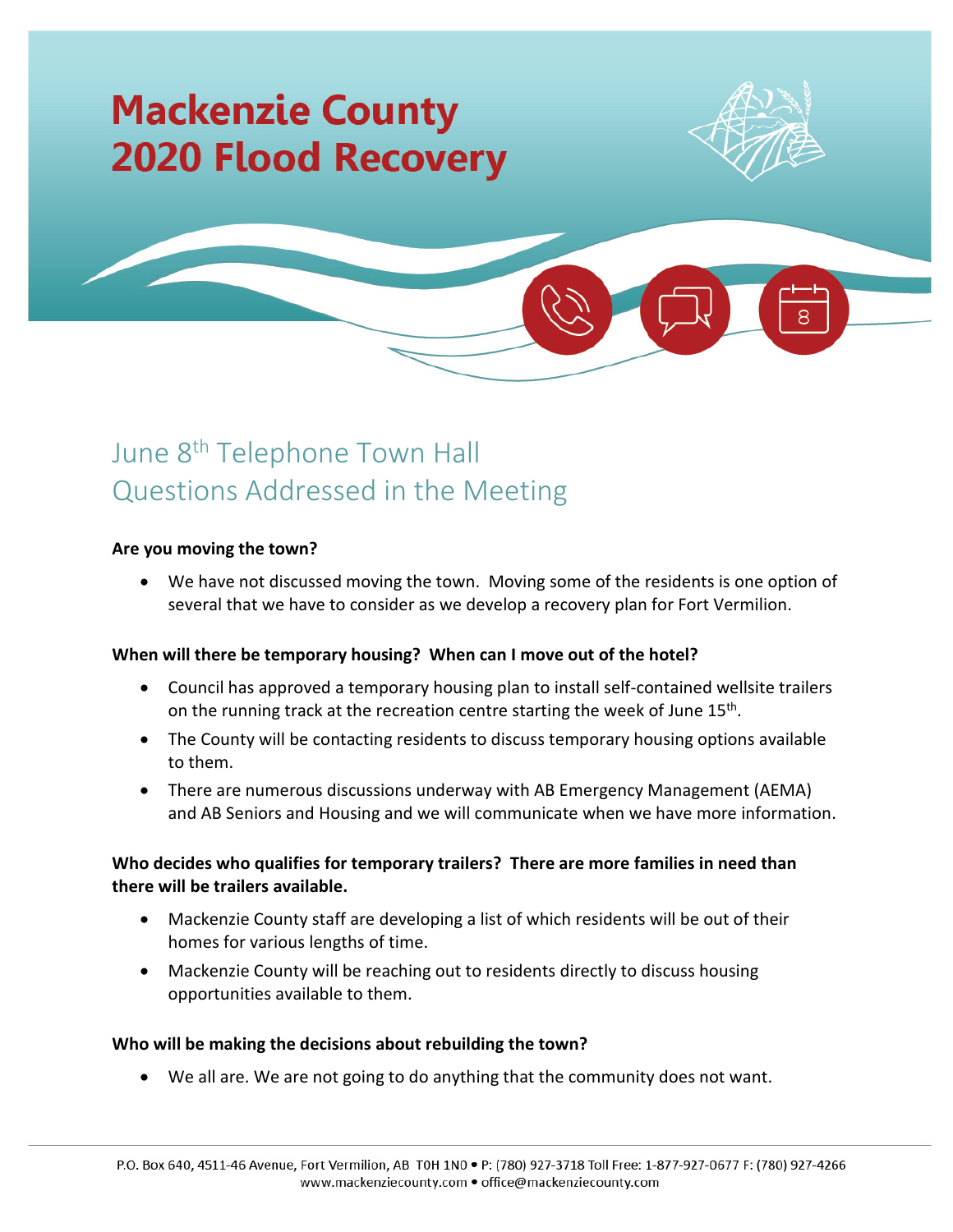# Mackenzie County 2020 Flood Recovery

## June 8th Telephone Town Hall Questions Addressed in the Meeting

**Are you moving the town?**

- We have not discussed moving the town. Moving some of the residents is one option of several that we have to consider as we develop a recovery plan for Fort Vermilion.

**When will there be temporary housing? When can I move out of the hotel?**

- Council has approved a temporary housing plan to install self-contained wellsite trailers on the running track at the recreation centre starting the week of June 15th.
- The County will be contacting residents to discuss temporary housing options available to them.
- There are numerous discussions underway with AB Emergency Management (AEMA) and AB Seniors and Housing and we will communicate when we have more information.

**Who decides who qualifies for temporary trailers? There are more families in need than there will be trailers available.**

- Mackenzie County staff are developing a list of which residents will be out of their homes for various lengths of time.
- Mackenzie County will be reaching out to residents directly to discuss housing opportunities available to them.

**Who will be making the decisions about rebuilding the town?**

- We all are. We are not going to do anything that the community does not want.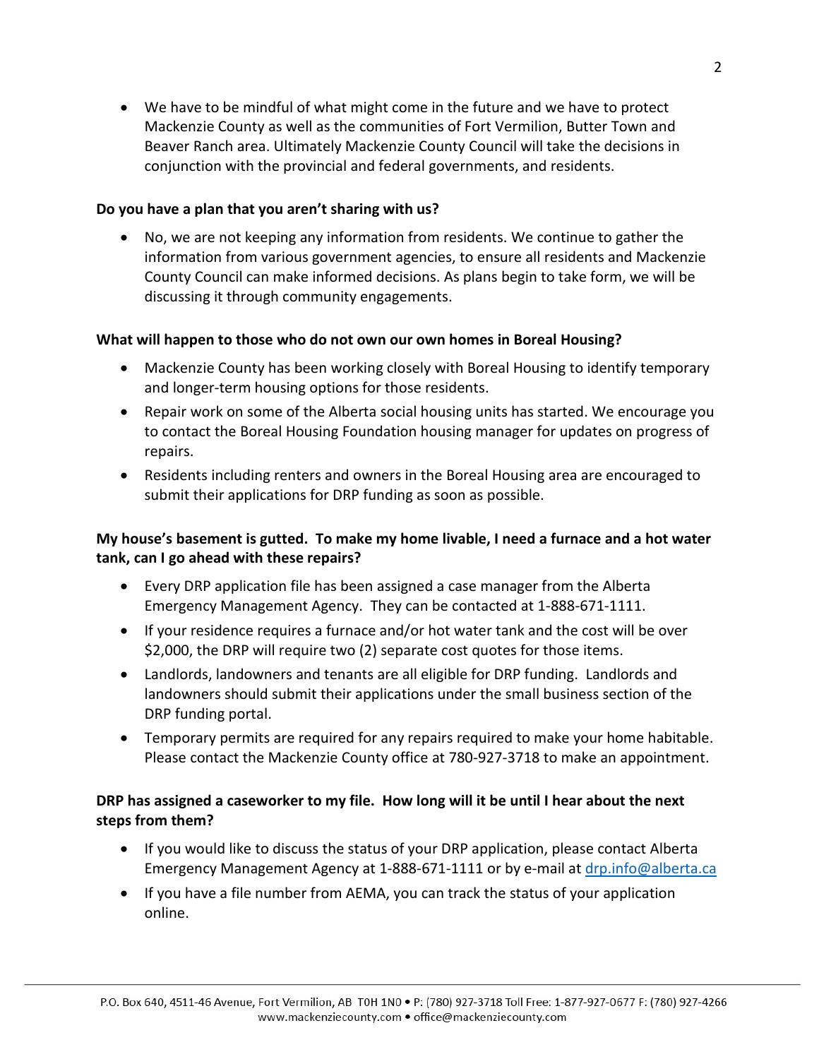- We have to be mindful of what might come in the future and we have to protect Mackenzie County as well as the communities of Fort Vermilion, Butter Town and Beaver Ranch area. Ultimately Mackenzie County Council will take the decisions in conjunction with the provincial and federal governments, and residents.

**Do you have a plan that you aren't sharing with us?**

- No, we are not keeping any information from residents. We continue to gather the information from various government agencies, to ensure all residents and Mackenzie County Council can make informed decisions. As plans begin to take form, we will be discussing it through community engagements.

**What will happen to those who do not own our own homes in Boreal Housing?**

- Mackenzie County has been working closely with Boreal Housing to identify temporary and longer-term housing options for those residents.
- Repair work on some of the Alberta social housing units has started. We encourage you to contact the Boreal Housing Foundation housing manager for updates on progress of repairs.
- Residents including renters and owners in the Boreal Housing area are encouraged to submit their applications for DRP funding as soon as possible.

**My house's basement is gutted. To make my home livable, I need a furnace and a hot water tank, can I go ahead with these repairs?**

- Every DRP application file has been assigned a case manager from the Alberta Emergency Management Agency. They can be contacted at 1-888-671-1111.
- If your residence requires a furnace and/or hot water tank and the cost will be over $2,000, the DRP will require two (2) separate cost quotes for those items.
- Landlords, landowners and tenants are all eligible for DRP funding. Landlords and landowners should submit their applications under the small business section of the DRP funding portal.
- Temporary permits are required for any repairs required to make your home habitable. Please contact the Mackenzie County office at 780-927-3718 to make an appointment.

**DRP has assigned a caseworker to my file. How long will it be until I hear about the next steps from them?**

- If you would like to discuss the status of your DRP application, please contact Alberta Emergency Management Agency at 1-888-671-1111 or by e-mail at drp.info@alberta.ca
- If you have a file number from AEMA, you can track the status of your application online.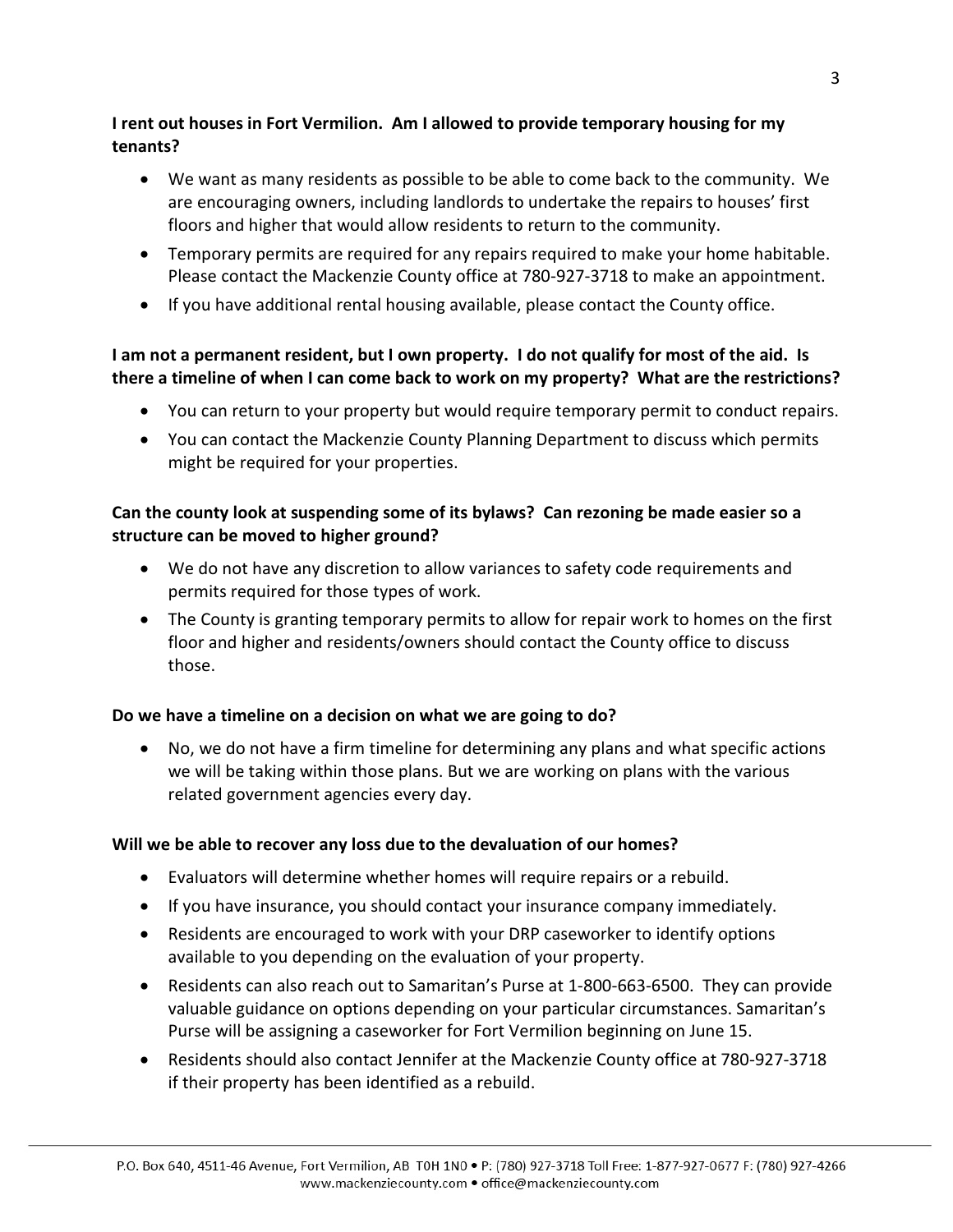**I rent out houses in Fort Vermilion. Am I allowed to provide temporary housing for my tenants?**

- We want as many residents as possible to be able to come back to the community. We are encouraging owners, including landlords to undertake the repairs to houses' first floors and higher that would allow residents to return to the community.
- Temporary permits are required for any repairs required to make your home habitable. Please contact the Mackenzie County office at 780-927-3718 to make an appointment.
- If you have additional rental housing available, please contact the County office.

**I am not a permanent resident, but I own property. I do not qualify for most of the aid. Is there a timeline of when I can come back to work on my property? What are the restrictions?**

- You can return to your property but would require temporary permit to conduct repairs.
- You can contact the Mackenzie County Planning Department to discuss which permits might be required for your properties.

**Can the county look at suspending some of its bylaws? Can rezoning be made easier so a structure can be moved to higher ground?**

- We do not have any discretion to allow variances to safety code requirements and permits required for those types of work.
- The County is granting temporary permits to allow for repair work to homes on the first floor and higher and residents/owners should contact the County office to discuss those.

**Do we have a timeline on a decision on what we are going to do?**

- No, we do not have a firm timeline for determining any plans and what specific actions we will be taking within those plans. But we are working on plans with the various related government agencies every day.

**Will we be able to recover any loss due to the devaluation of our homes?**

- Evaluators will determine whether homes will require repairs or a rebuild.
- If you have insurance, you should contact your insurance company immediately.
- Residents are encouraged to work with your DRP caseworker to identify options available to you depending on the evaluation of your property.
- Residents can also reach out to Samaritan's Purse at 1-800-663-6500. They can provide valuable guidance on options depending on your particular circumstances. Samaritan's Purse will be assigning a caseworker for Fort Vermilion beginning on June 15.
- Residents should also contact Jennifer at the Mackenzie County office at 780-927-3718 if their property has been identified as a rebuild.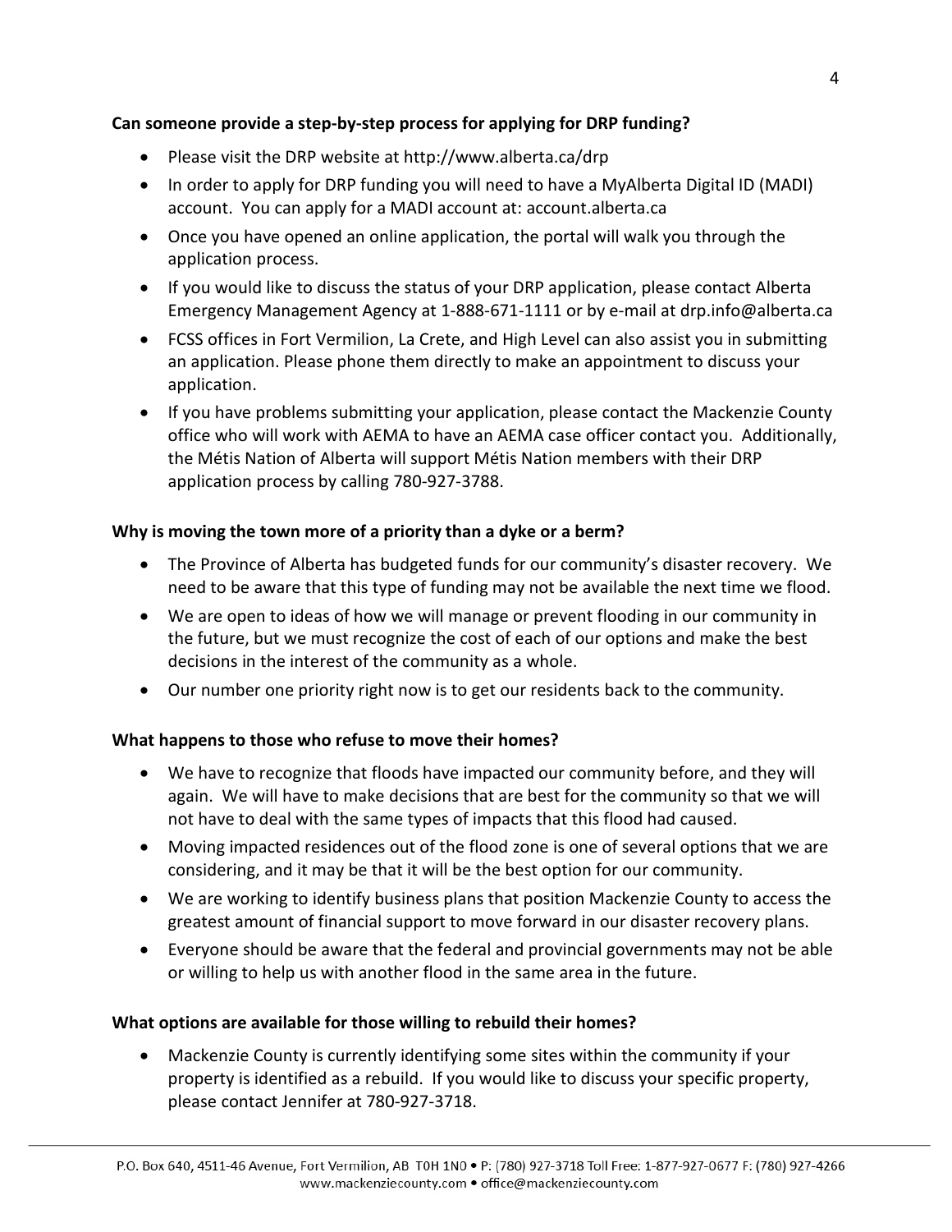**Can someone provide a step-by-step process for applying for DRP funding?**

- Please visit the DRP website at http://www.alberta.ca/drp
- In order to apply for DRP funding you will need to have a MyAlberta Digital ID (MADI) account. You can apply for a MADI account at: account.alberta.ca
- Once you have opened an online application, the portal will walk you through the application process.
- If you would like to discuss the status of your DRP application, please contact Alberta Emergency Management Agency at 1-888-671-1111 or by e-mail at drp.info@alberta.ca
- FCSS offices in Fort Vermilion, La Crete, and High Level can also assist you in submitting an application. Please phone them directly to make an appointment to discuss your application.
- If you have problems submitting your application, please contact the Mackenzie County office who will work with AEMA to have an AEMA case officer contact you. Additionally, the Métis Nation of Alberta will support Métis Nation members with their DRP application process by calling 780-927-3788.

**Why is moving the town more of a priority than a dyke or a berm?**

- The Province of Alberta has budgeted funds for our community's disaster recovery. We need to be aware that this type of funding may not be available the next time we flood.
- We are open to ideas of how we will manage or prevent flooding in our community in the future, but we must recognize the cost of each of our options and make the best decisions in the interest of the community as a whole.
- Our number one priority right now is to get our residents back to the community.

**What happens to those who refuse to move their homes?**

- We have to recognize that floods have impacted our community before, and they will again. We will have to make decisions that are best for the community so that we will not have to deal with the same types of impacts that this flood had caused.
- Moving impacted residences out of the flood zone is one of several options that we are considering, and it may be that it will be the best option for our community.
- We are working to identify business plans that position Mackenzie County to access the greatest amount of financial support to move forward in our disaster recovery plans.
- Everyone should be aware that the federal and provincial governments may not be able or willing to help us with another flood in the same area in the future.

**What options are available for those willing to rebuild their homes?**

- Mackenzie County is currently identifying some sites within the community if your property is identified as a rebuild. If you would like to discuss your specific property, please contact Jennifer at 780-927-3718.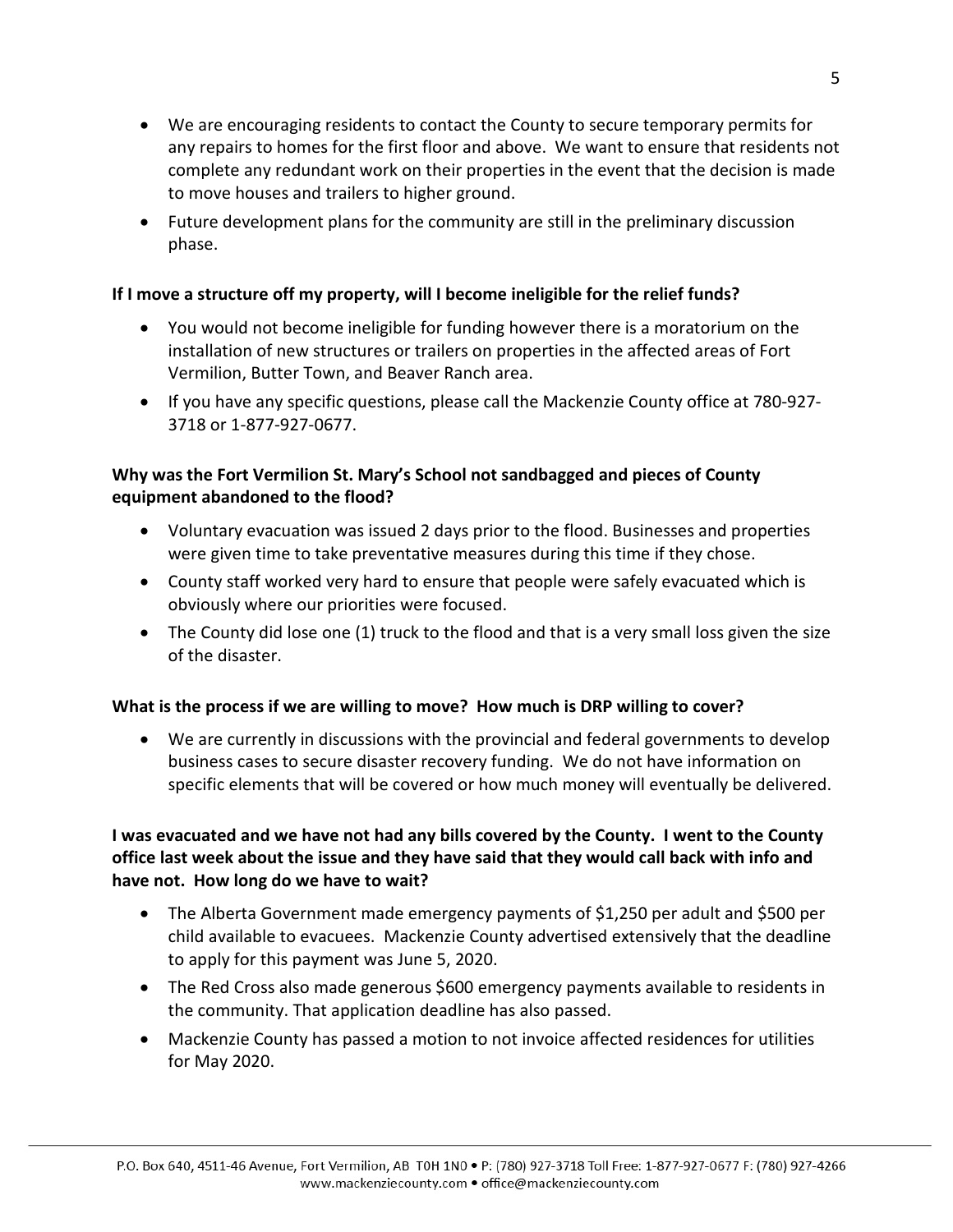- We are encouraging residents to contact the County to secure temporary permits for any repairs to homes for the first floor and above. We want to ensure that residents not complete any redundant work on their properties in the event that the decision is made to move houses and trailers to higher ground.
- Future development plans for the community are still in the preliminary discussion phase.

**If I move a structure off my property, will I become ineligible for the relief funds?**

- You would not become ineligible for funding however there is a moratorium on the installation of new structures or trailers on properties in the affected areas of Fort Vermilion, Butter Town, and Beaver Ranch area.
- If you have any specific questions, please call the Mackenzie County office at 780-927-3718 or 1-877-927-0677.

**Why was the Fort Vermilion St. Mary's School not sandbagged and pieces of County equipment abandoned to the flood?**

- Voluntary evacuation was issued 2 days prior to the flood. Businesses and properties were given time to take preventative measures during this time if they chose.
- County staff worked very hard to ensure that people were safely evacuated which is obviously where our priorities were focused.
- The County did lose one (1) truck to the flood and that is a very small loss given the size of the disaster.

**What is the process if we are willing to move? How much is DRP willing to cover?**

- We are currently in discussions with the provincial and federal governments to develop business cases to secure disaster recovery funding. We do not have information on specific elements that will be covered or how much money will eventually be delivered.

**I was evacuated and we have not had any bills covered by the County. I went to the County office last week about the issue and they have said that they would call back with info and have not. How long do we have to wait?**

- The Alberta Government made emergency payments of $1,250 per adult and $500 per child available to evacuees. Mackenzie County advertised extensively that the deadline to apply for this payment was June 5, 2020.
- The Red Cross also made generous $600 emergency payments available to residents in the community. That application deadline has also passed.
- Mackenzie County has passed a motion to not invoice affected residences for utilities for May 2020.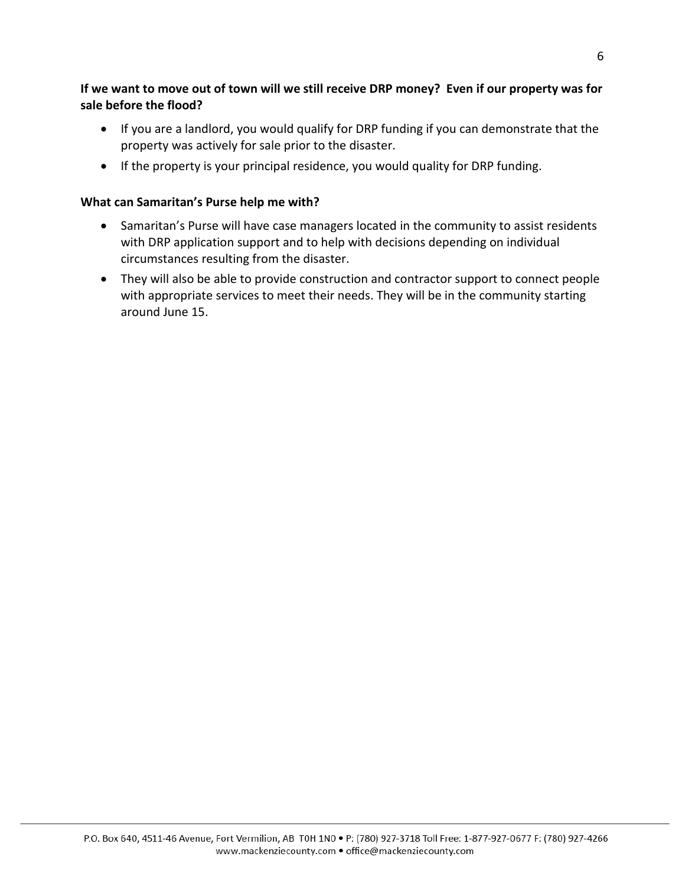**If we want to move out of town will we still receive DRP money? Even if our property was for sale before the flood?**

- If you are a landlord, you would qualify for DRP funding if you can demonstrate that the property was actively for sale prior to the disaster.
- If the property is your principal residence, you would quality for DRP funding.

**What can Samaritan's Purse help me with?**

- Samaritan's Purse will have case managers located in the community to assist residents with DRP application support and to help with decisions depending on individual circumstances resulting from the disaster.
- They will also be able to provide construction and contractor support to connect people with appropriate services to meet their needs. They will be in the community starting around June 15.